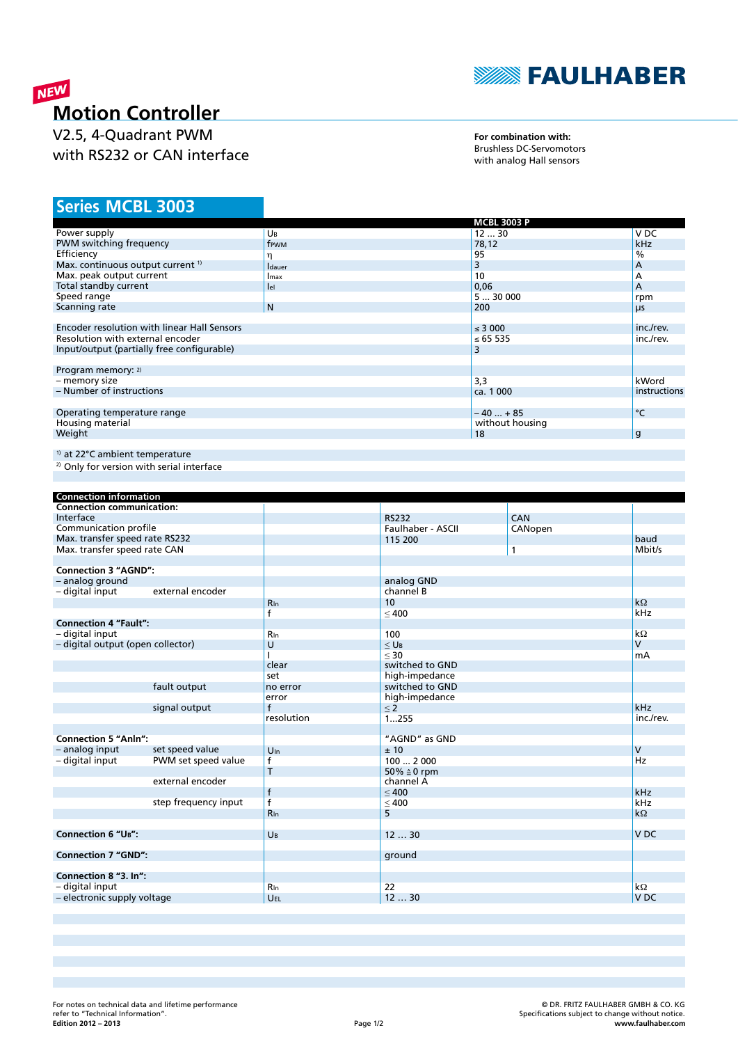NEW

# Motion Controller

V2.5, 4-Quadrant PWM
with RS232 or CAN interface

**For combination with:**
Brushless DC-Servomotors
with analog Hall sensors

## Series MCBL 3003

| | | MCBL 3003 P | |
|---|---|---|---|
| Power supply | $U_B$ | 12 ... 30 | V DC |
| PWM switching frequency | $f_{PWM}$ | 78,12 | kHz |
| Efficiency | $\eta$ | 95 | % |
| Max. continuous output current [1] | $I_{dauer}$ | 3 | A |
| Max. peak output current | $I_{max}$ | 10 | A |
| Total standby current | $I_{el}$ | 0,06 | A |
| Speed range | | 5 ... 30 000 | rpm |
| Scanning rate | N | 200 | µs |
| | | | |
| Encoder resolution with linear Hall Sensors | | ≤ 3 000 | inc./rev. |
| Resolution with external encoder | | ≤ 65 535 | inc./rev. |
| Input/output (partially free configurable) | | 3 | |
| | | | |
| Program memory: [2] | | | |
| – memory size | | 3,3 | kWord |
| – Number of instructions | | ca. 1 000 | instructions |
| | | | |
| Operating temperature range | | – 40 ... + 85 | °C |
| Housing material | | without housing | |
| Weight | | 18 | g |

[1] at 22°C ambient temperature
[2] Only for version with serial interface

| Connection information | | | | | |
|---|---|---|---|---|---|
| **Connection communication:** | | | | | |
| Interface | | | RS232 | CAN | |
| Communication profile | | | Faulhaber - ASCII | CANopen | |
| Max. transfer speed rate RS232 | | | 115 200 | | baud |
| Max. transfer speed rate CAN | | | | 1 | Mbit/s |
| | | | | | |
| **Connection 3 "AGND":** | | | | | |
| – analog ground | | | analog GND | | |
| – digital input | external encoder | | channel B | | |
| | | $R_{In}$ | 10 | | kΩ |
| | | f | ≤ 400 | | kHz |
| **Connection 4 "Fault":** | | | | | |
| – digital input | | $R_{In}$ | 100 | | kΩ |
| – digital output (open collector) | | U | ≤ $U_B$ | | V |
| | | I | ≤ 30 | | mA |
| | | clear | switched to GND | | |
| | | set | high-impedance | | |
| | fault output | no error | switched to GND | | |
| | | error | high-impedance | | |
| | signal output | f | ≤ 2 | | kHz |
| | | resolution | 1...255 | | inc./rev. |
| | | | | | |
| **Connection 5 "AnIn":** | | | "AGND" as GND | | |
| – analog input | set speed value | $U_{In}$ | ± 10 | | V |
| – digital input | PWM set speed value | f | 100 ... 2 000 | | Hz |
| | | T | 50% ≙ 0 rpm | | |
| | external encoder | | channel A | | |
| | | f | ≤ 400 | | kHz |
| | step frequency input | f | ≤ 400 | | kHz |
| | | $R_{In}$ | 5 | | kΩ |
| | | | | | |
| **Connection 6 "$U_B$":** | | $U_B$ | 12 ... 30 | | V DC |
| | | | | | |
| **Connection 7 "GND":** | | | ground | | |
| | | | | | |
| **Connection 8 "3. In":** | | | | | |
| – digital input | | $R_{In}$ | 22 | | kΩ |
| – electronic supply voltage | | $U_{EL}$ | 12 ... 30 | | V DC |

For notes on technical data and lifetime performance refer to "Technical Information".
**Edition 2012 – 2013**

© DR. FRITZ FAULHABER GMBH & CO. KG
Specifications subject to change without notice.
**www.faulhaber.com**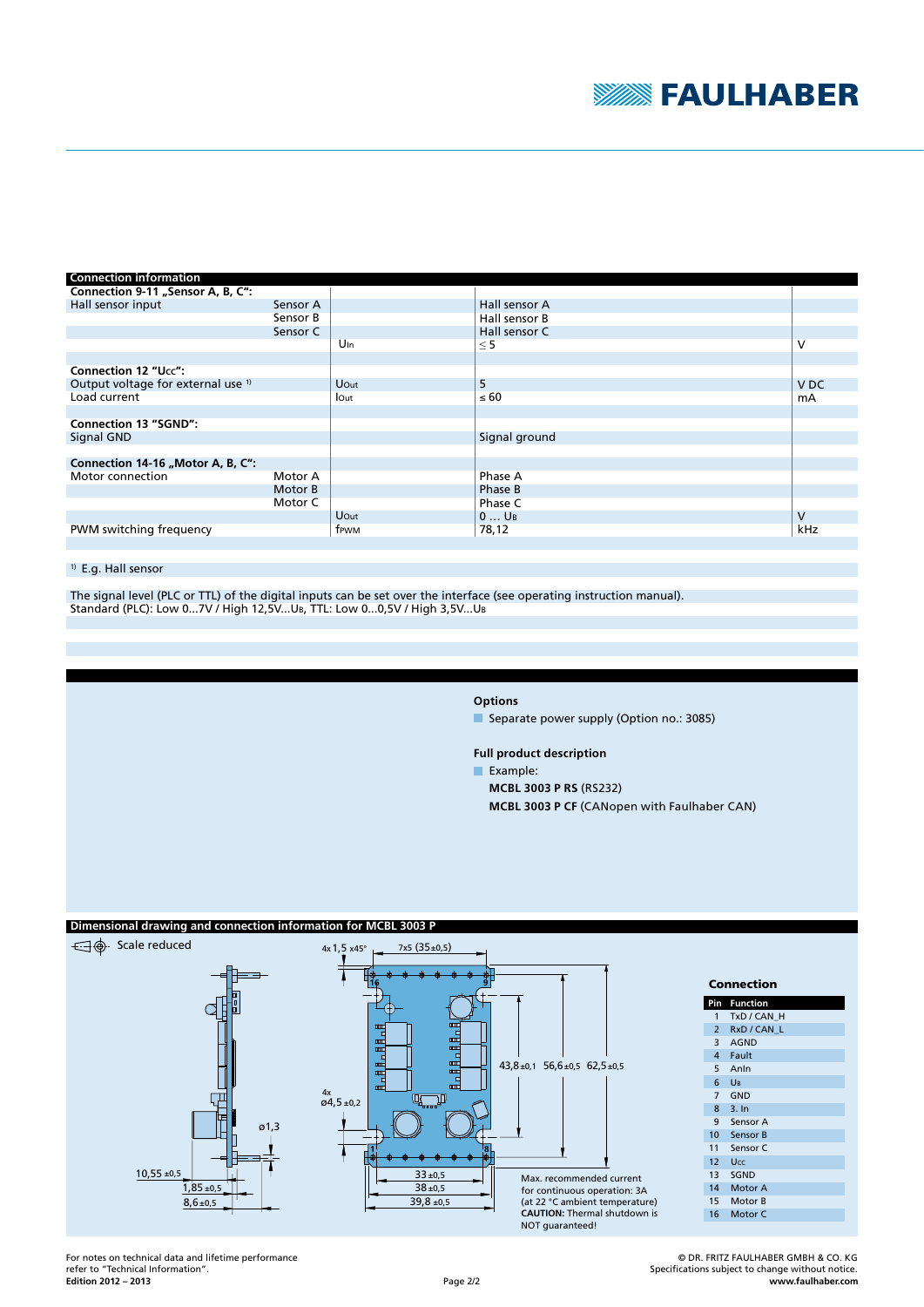## Connection information

| | | | | |
|---|---|---|---|---|
| **Connection 9-11 „Sensor A, B, C":** | | | | |
| Hall sensor input | Sensor A | | Hall sensor A | |
| | Sensor B | | Hall sensor B | |
| | Sensor C | | Hall sensor C | |
| | | $U_{In}$ | ≤ 5 | V |
| **Connection 12 "$U_{CC}$":** | | | | |
| Output voltage for external use [1] | | $U_{Out}$ | 5 | V DC |
| Load current | | $I_{Out}$ | ≤ 60 | mA |
| **Connection 13 "SGND":** | | | | |
| Signal GND | | | Signal ground | |
| **Connection 14-16 „Motor A, B, C":** | | | | |
| Motor connection | Motor A | | Phase A | |
| | Motor B | | Phase B | |
| | Motor C | | Phase C | |
| | | $U_{Out}$ | 0 … $U_B$ | V |
| PWM switching frequency | | $f_{PWM}$ | 78,12 | kHz |

[1] E.g. Hall sensor

The signal level (PLC or TTL) of the digital inputs can be set over the interface (see operating instruction manual).
Standard (PLC): Low 0...7V / High 12,5V...$U_B$, TTL: Low 0...0,5V / High 3,5V...$U_B$

**Options**

- Separate power supply (Option no.: 3085)

**Full product description**

- Example:

  **MCBL 3003 P RS** (RS232)

  **MCBL 3003 P CF** (CANopen with Faulhaber CAN)

## Dimensional drawing and connection information for MCBL 3003 P

Scale reduced

4x 1,5 x45°
7x5 (35±0,5)
16
9
1
8
4x ø4,5 ±0,2
ø1,3
43,8 ±0,1
56,6 ±0,5
62,5 ±0,5
10,55 ±0,5
1,85 ±0,5
8,6 ±0,5
33 ±0,5
38 ±0,5
39,8 ±0,5

Max. recommended current for continuous operation: 3A (at 22 °C ambient temperature)
**CAUTION:** Thermal shutdown is NOT guaranteed!

**Connection**

| Pin | Function |
|---|---|
| 1 | TxD / CAN_H |
| 2 | RxD / CAN_L |
| 3 | AGND |
| 4 | Fault |
| 5 | AnIn |
| 6 | $U_B$ |
| 7 | GND |
| 8 | 3. In |
| 9 | Sensor A |
| 10 | Sensor B |
| 11 | Sensor C |
| 12 | $U_{CC}$ |
| 13 | SGND |
| 14 | Motor A |
| 15 | Motor B |
| 16 | Motor C |

For notes on technical data and lifetime performance refer to "Technical Information".
**Edition 2012 – 2013**

© DR. FRITZ FAULHABER GMBH & CO. KG
Specifications subject to change without notice.
**www.faulhaber.com**